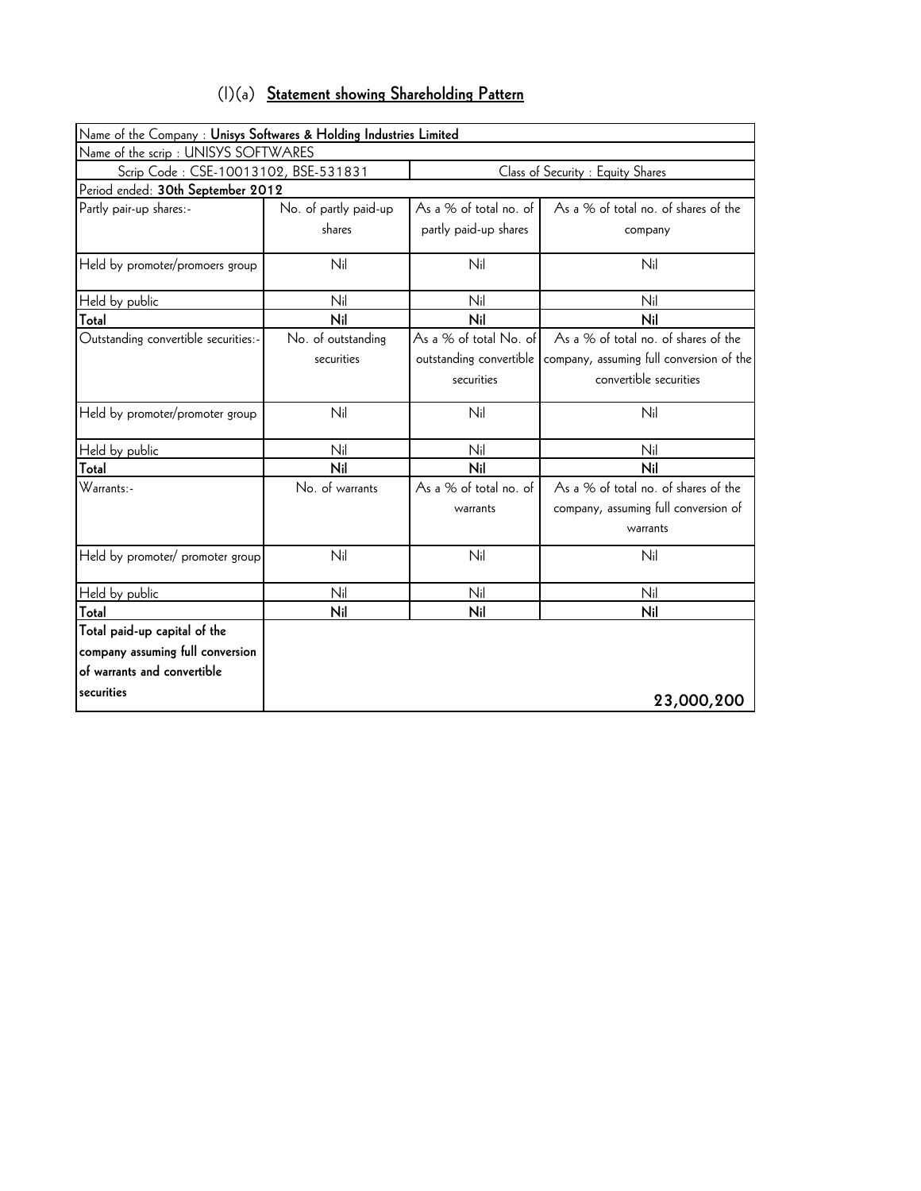# (I)(a) **Statement showing Shareholding Pattern**

| Name of the Company : **Unisys Softwares & Holding Industries Limited** | | | |
|---|---|---|---|
| Name of the scrip : UNISYS SOFTWARES | | | |
| Scrip Code : CSE-10013102, BSE-531831 | | Class of Security : Equity Shares | |
| Period ended: **30th September 2012** | | | |
| Partly pair-up shares:- | No. of partly paid-up shares | As a % of total no. of partly paid-up shares | As a % of total no. of shares of the company |
| Held by promoter/promoers group | Nil | Nil | Nil |
| Held by public | Nil | Nil | Nil |
| **Total** | **Nil** | **Nil** | **Nil** |
| Outstanding convertible securities:- | No. of outstanding securities | As a % of total No. of outstanding convertible securities | As a % of total no. of shares of the company, assuming full conversion of the convertible securities |
| Held by promoter/promoter group | Nil | Nil | Nil |
| Held by public | Nil | Nil | Nil |
| **Total** | **Nil** | **Nil** | **Nil** |
| Warrants:- | No. of warrants | As a % of total no. of warrants | As a % of total no. of shares of the company, assuming full conversion of warrants |
| Held by promoter/ promoter group | Nil | Nil | Nil |
| Held by public | Nil | Nil | Nil |
| **Total** | **Nil** | **Nil** | **Nil** |
| **Total paid-up capital of the company assuming full conversion of warrants and convertible securities** | | | **23,000,200** |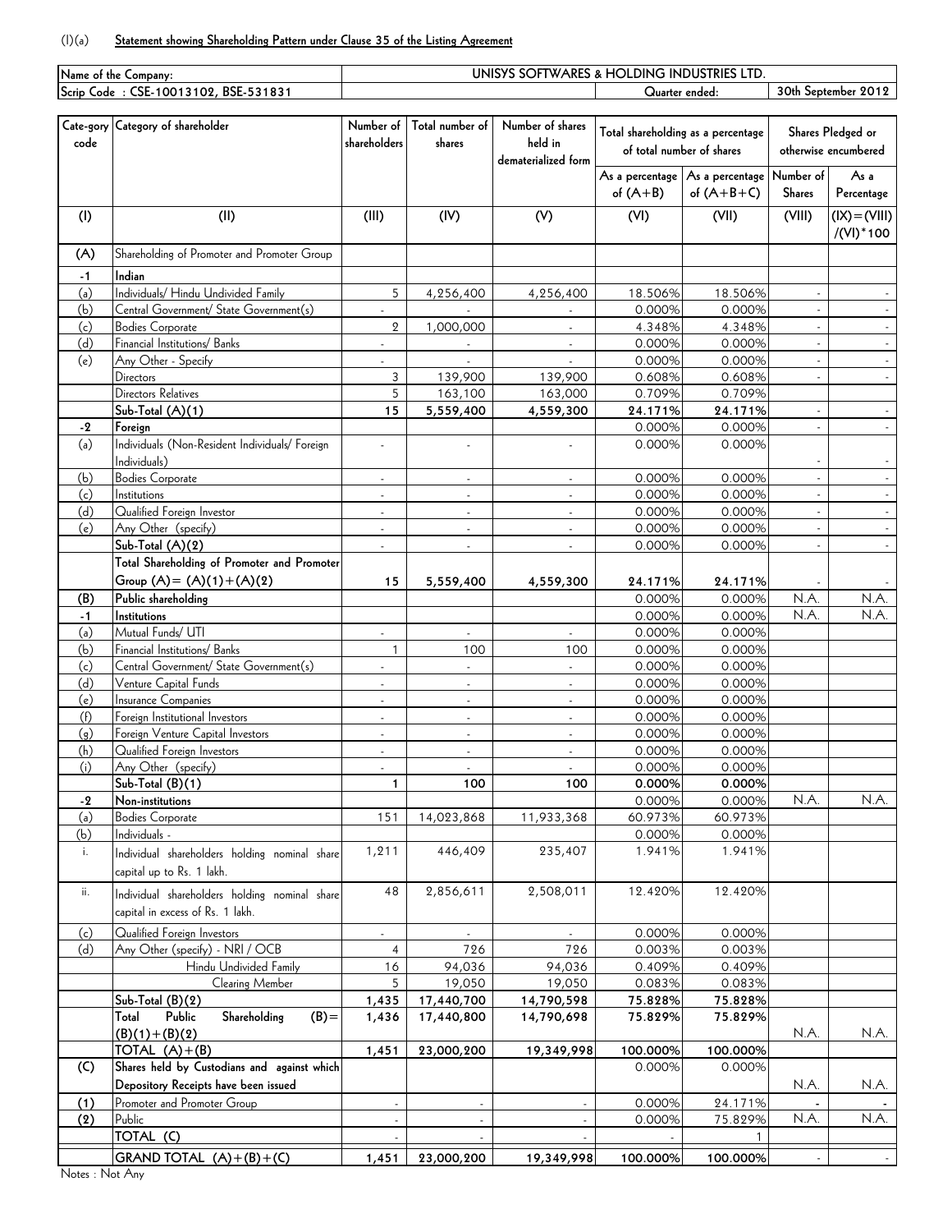(I)(a) **Statement showing Shareholding Pattern under Clause 35 of the Listing Agreement**

| Name of the Company: | UNISYS SOFTWARES & HOLDING INDUSTRIES LTD. | |
|---|---|---|
| Scrip Code : CSE-10013102, BSE-531831 | Quarter ended: | 30th September 2012 |

| Cate-gory code | Category of shareholder | Number of shareholders | Total number of shares | Number of shares held in dematerialized form | Total shareholding as a percentage of total number of shares | | Shares Pledged or otherwise encumbered | |
|---|---|---|---|---|---|---|---|---|
| | | | | | As a percentage of (A+B) | As a percentage of (A+B+C) | Number of Shares | As a Percentage |
| (I) | (II) | (III) | (IV) | (V) | (VI) | (VII) | (VIII) | (IX)=(VIII)/(VI)*100 |
| (A) | Shareholding of Promoter and Promoter Group | | | | | | | |
| -1 | Indian | | | | | | | |
| (a) | Individuals/ Hindu Undivided Family | 5 | 4,256,400 | 4,256,400 | 18.506% | 18.506% | - | - |
| (b) | Central Government/ State Government(s) | - | - | - | 0.000% | 0.000% | - | - |
| (c) | Bodies Corporate | 2 | 1,000,000 | - | 4.348% | 4.348% | - | - |
| (d) | Financial Institutions/ Banks | - | - | - | 0.000% | 0.000% | - | - |
| (e) | Any Other - Specify | - | - | - | 0.000% | 0.000% | - | - |
| | Directors | 3 | 139,900 | 139,900 | 0.608% | 0.608% | - | - |
| | Directors Relatives | 5 | 163,100 | 163,000 | 0.709% | 0.709% | | |
| | **Sub-Total (A)(1)** | **15** | **5,559,400** | **4,559,300** | **24.171%** | **24.171%** | - | - |
| -2 | **Foreign** | | | | 0.000% | 0.000% | - | - |
| (a) | Individuals (Non-Resident Individuals/ Foreign Individuals) | - | - | - | 0.000% | 0.000% | - | - |
| (b) | Bodies Corporate | - | - | - | 0.000% | 0.000% | - | - |
| (c) | Institutions | - | - | - | 0.000% | 0.000% | - | - |
| (d) | Qualified Foreign Investor | - | - | - | 0.000% | 0.000% | - | - |
| (e) | Any Other (specify) | - | - | - | 0.000% | 0.000% | - | - |
| | **Sub-Total (A)(2)** | - | - | - | 0.000% | 0.000% | - | - |
| | **Total Shareholding of Promoter and Promoter Group (A)= (A)(1)+(A)(2)** | **15** | **5,559,400** | **4,559,300** | **24.171%** | **24.171%** | - | - |
| **(B)** | **Public shareholding** | | | | 0.000% | 0.000% | N.A. | N.A. |
| -1 | **Institutions** | | | | 0.000% | 0.000% | N.A. | N.A. |
| (a) | Mutual Funds/ UTI | - | - | - | 0.000% | 0.000% | | |
| (b) | Financial Institutions/ Banks | 1 | 100 | 100 | 0.000% | 0.000% | | |
| (c) | Central Government/ State Government(s) | - | - | - | 0.000% | 0.000% | | |
| (d) | Venture Capital Funds | - | - | - | 0.000% | 0.000% | | |
| (e) | Insurance Companies | - | - | - | 0.000% | 0.000% | | |
| (f) | Foreign Institutional Investors | - | - | - | 0.000% | 0.000% | | |
| (g) | Foreign Venture Capital Investors | - | - | - | 0.000% | 0.000% | | |
| (h) | Qualified Foreign Investors | - | - | - | 0.000% | 0.000% | | |
| (i) | Any Other (specify) | - | - | - | 0.000% | 0.000% | | |
| | **Sub-Total (B)(1)** | **1** | **100** | **100** | **0.000%** | **0.000%** | | |
| -2 | **Non-institutions** | | | | 0.000% | 0.000% | N.A. | N.A. |
| (a) | Bodies Corporate | 151 | 14,023,868 | 11,933,368 | 60.973% | 60.973% | | |
| (b) | Individuals - | | | | 0.000% | 0.000% | | |
| i. | Individual shareholders holding nominal share capital up to Rs. 1 lakh. | 1,211 | 446,409 | 235,407 | 1.941% | 1.941% | | |
| ii. | Individual shareholders holding nominal share capital in excess of Rs. 1 lakh. | 48 | 2,856,611 | 2,508,011 | 12.420% | 12.420% | | |
| (c) | Qualified Foreign Investors | - | - | - | 0.000% | 0.000% | | |
| (d) | Any Other (specify) - NRI / OCB | 4 | 726 | 726 | 0.003% | 0.003% | | |
| | Hindu Undivided Family | 16 | 94,036 | 94,036 | 0.409% | 0.409% | | |
| | Clearing Member | 5 | 19,050 | 19,050 | 0.083% | 0.083% | | |
| | **Sub-Total (B)(2)** | **1,435** | **17,440,700** | **14,790,598** | **75.828%** | **75.828%** | | |
| | **Total Public Shareholding (B)= (B)(1)+(B)(2)** | **1,436** | **17,440,800** | **14,790,698** | **75.829%** | **75.829%** | N.A. | N.A. |
| | **TOTAL (A)+(B)** | **1,451** | **23,000,200** | **19,349,998** | **100.000%** | **100.000%** | | |
| **(C)** | **Shares held by Custodians and against which Depository Receipts have been issued** | | | | 0.000% | 0.000% | N.A. | N.A. |
| **(1)** | Promoter and Promoter Group | - | - | - | 0.000% | 24.171% | - | - |
| **(2)** | Public | - | - | - | 0.000% | 75.829% | N.A. | N.A. |
| | **TOTAL (C)** | - | - | - | - | 1 | | |
| | **GRAND TOTAL (A)+(B)+(C)** | **1,451** | **23,000,200** | **19,349,998** | **100.000%** | **100.000%** | - | - |

Notes : Not Any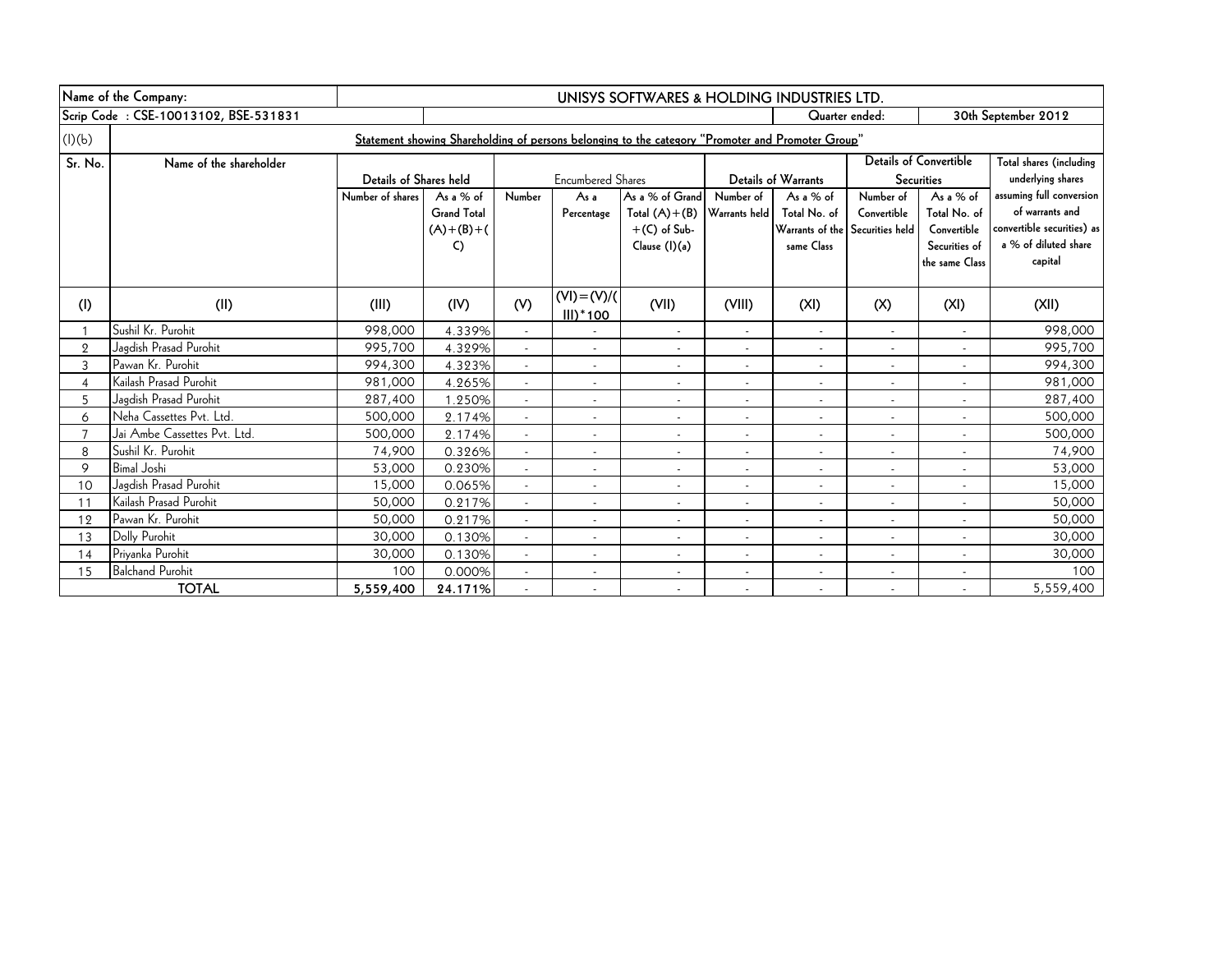| Name of the Company: | | UNISYS SOFTWARES & HOLDING INDUSTRIES LTD. | | | | | | | | | |
|---|---|---|---|---|---|---|---|---|---|---|---|
| Scrip Code : CSE-10013102, BSE-531831 | | | | | | | | Quarter ended: | | 30th September 2012 | |
| (I)(b) | Statement showing Shareholding of persons belonging to the category "Promoter and Promoter Group" | | | | | | | | | | |
| Sr. No. | Name of the shareholder | Details of Shares held | | Encumbered Shares | | | Details of Warrants | | Details of Convertible Securities | | Total shares (including underlying shares assuming full conversion of warrants and convertible securities) as a % of diluted share capital |
| | | Number of shares | As a % of Grand Total (A)+(B)+(C) | Number | As a Percentage | As a % of Grand Total (A)+(B)+(C) of Sub-Clause (I)(a) | Number of Warrants held | As a % of Total No. of Warrants of the same Class | Number of Convertible Securities held | As a % of Total No. of Convertible Securities of the same Class | |
| (I) | (II) | (III) | (IV) | (V) | (VI)=(V)/(III)*100 | (VII) | (VIII) | (XI) | (X) | (XI) | (XII) |
| 1 | Sushil Kr. Purohit | 998,000 | 4.339% | - | - | - | - | - | - | - | 998,000 |
| 2 | Jagdish Prasad Purohit | 995,700 | 4.329% | - | - | - | - | - | - | - | 995,700 |
| 3 | Pawan Kr. Purohit | 994,300 | 4.323% | - | - | - | - | - | - | - | 994,300 |
| 4 | Kailash Prasad Purohit | 981,000 | 4.265% | - | - | - | - | - | - | - | 981,000 |
| 5 | Jagdish Prasad Purohit | 287,400 | 1.250% | - | - | - | - | - | - | - | 287,400 |
| 6 | Neha Cassettes Pvt. Ltd. | 500,000 | 2.174% | - | - | - | - | - | - | - | 500,000 |
| 7 | Jai Ambe Cassettes Pvt. Ltd. | 500,000 | 2.174% | - | - | - | - | - | - | - | 500,000 |
| 8 | Sushil Kr. Purohit | 74,900 | 0.326% | - | - | - | - | - | - | - | 74,900 |
| 9 | Bimal Joshi | 53,000 | 0.230% | - | - | - | - | - | - | - | 53,000 |
| 10 | Jagdish Prasad Purohit | 15,000 | 0.065% | - | - | - | - | - | - | - | 15,000 |
| 11 | Kailash Prasad Purohit | 50,000 | 0.217% | - | - | - | - | - | - | - | 50,000 |
| 12 | Pawan Kr. Purohit | 50,000 | 0.217% | - | - | - | - | - | - | - | 50,000 |
| 13 | Dolly Purohit | 30,000 | 0.130% | - | - | - | - | - | - | - | 30,000 |
| 14 | Priyanka Purohit | 30,000 | 0.130% | - | - | - | - | - | - | - | 30,000 |
| 15 | Balchand Purohit | 100 | 0.000% | - | - | - | - | - | - | - | 100 |
| **TOTAL** | | **5,559,400** | **24.171%** | - | - | - | - | - | - | - | 5,559,400 |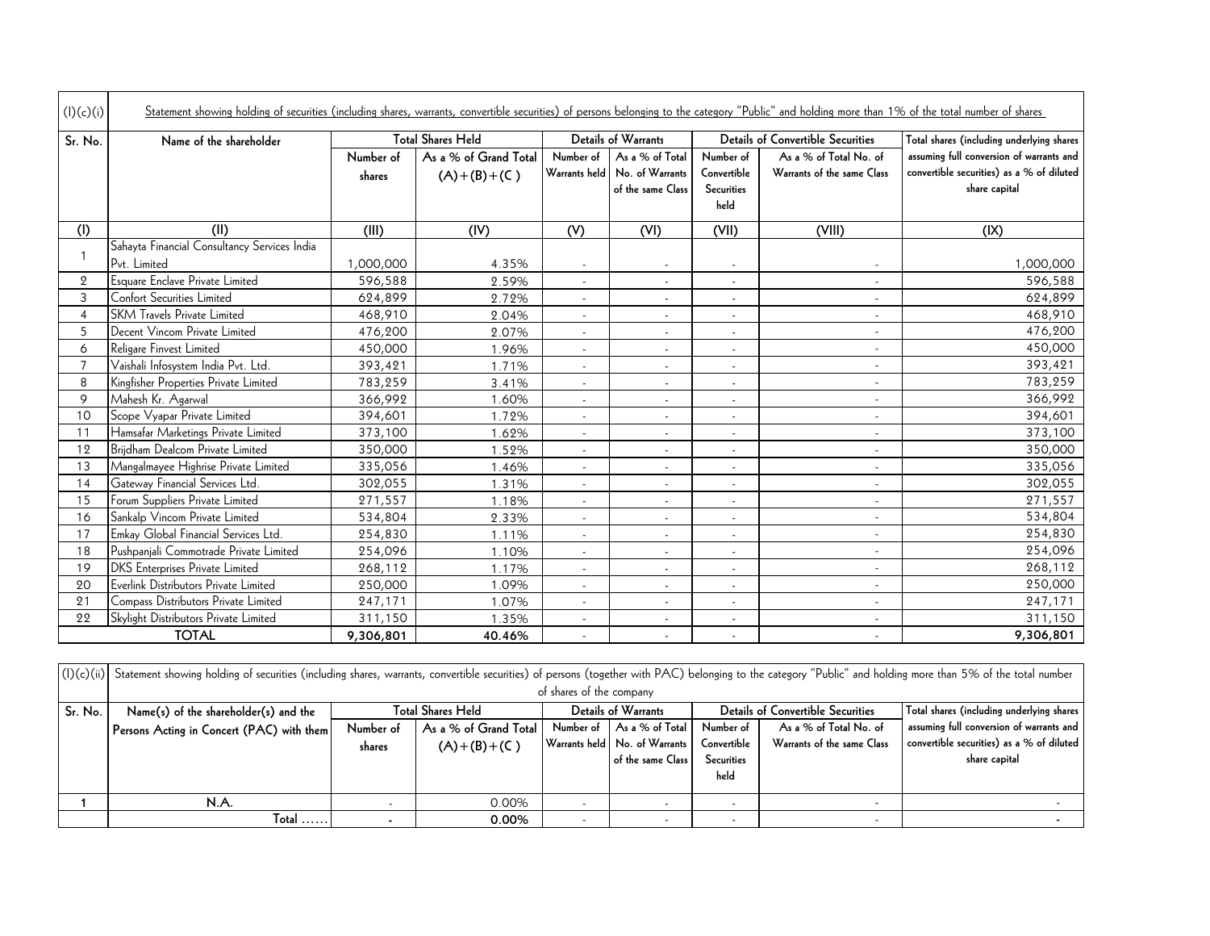(I)(c)(i) Statement showing holding of securities (including shares, warrants, convertible securities) of persons belonging to the category "Public" and holding more than 1% of the total number of shares

| Sr. No. | Name of the shareholder | Total Shares Held | | Details of Warrants | | Details of Convertible Securities | | Total shares (including underlying shares assuming full conversion of warrants and convertible securities) as a % of diluted share capital |
|---|---|---|---|---|---|---|---|---|
| | | Number of shares | As a % of Grand Total (A)+(B)+(C ) | Number of Warrants held | As a % of Total No. of Warrants of the same Class | Number of Convertible Securities held | As a % of Total No. of Warrants of the same Class | |
| (I) | (II) | (III) | (IV) | (V) | (VI) | (VII) | (VIII) | (IX) |
| 1 | Sahayta Financial Consultancy Services India Pvt. Limited | 1,000,000 | 4.35% | - | - | - | - | 1,000,000 |
| 2 | Esquare Enclave Private Limited | 596,588 | 2.59% | - | - | - | - | 596,588 |
| 3 | Confort Securities Limited | 624,899 | 2.72% | - | - | - | - | 624,899 |
| 4 | SKM Travels Private Limited | 468,910 | 2.04% | - | - | - | - | 468,910 |
| 5 | Decent Vincom Private Limited | 476,200 | 2.07% | - | - | - | - | 476,200 |
| 6 | Religare Finvest Limited | 450,000 | 1.96% | - | - | - | - | 450,000 |
| 7 | Vaishali Infosystem India Pvt. Ltd. | 393,421 | 1.71% | - | - | - | - | 393,421 |
| 8 | Kingfisher Properties Private Limited | 783,259 | 3.41% | - | - | - | - | 783,259 |
| 9 | Mahesh Kr. Agarwal | 366,992 | 1.60% | - | - | - | - | 366,992 |
| 10 | Scope Vyapar Private Limited | 394,601 | 1.72% | - | - | - | - | 394,601 |
| 11 | Hamsafar Marketings Private Limited | 373,100 | 1.62% | - | - | - | - | 373,100 |
| 12 | Brijdham Dealcom Private Limited | 350,000 | 1.52% | - | - | - | - | 350,000 |
| 13 | Mangalmayee Highrise Private Limited | 335,056 | 1.46% | - | - | - | - | 335,056 |
| 14 | Gateway Financial Services Ltd. | 302,055 | 1.31% | - | - | - | - | 302,055 |
| 15 | Forum Suppliers Private Limited | 271,557 | 1.18% | - | - | - | - | 271,557 |
| 16 | Sankalp Vincom Private Limited | 534,804 | 2.33% | - | - | - | - | 534,804 |
| 17 | Emkay Global Financial Services Ltd. | 254,830 | 1.11% | - | - | - | - | 254,830 |
| 18 | Pushpanjali Commotrade Private Limited | 254,096 | 1.10% | - | - | - | - | 254,096 |
| 19 | DKS Enterprises Private Limited | 268,112 | 1.17% | - | - | - | - | 268,112 |
| 20 | Everlink Distributors Private Limited | 250,000 | 1.09% | - | - | - | - | 250,000 |
| 21 | Compass Distributors Private Limited | 247,171 | 1.07% | - | - | - | - | 247,171 |
| 22 | Skylight Distributors Private Limited | 311,150 | 1.35% | - | - | - | - | 311,150 |
| | **TOTAL** | **9,306,801** | **40.46%** | - | - | - | - | **9,306,801** |

(I)(c)(ii) Statement showing holding of securities (including shares, warrants, convertible securities) of persons (together with PAC) belonging to the category "Public" and holding more than 5% of the total number of shares of the company

| Sr. No. | Name(s) of the shareholder(s) and the Persons Acting in Concert (PAC) with them | Total Shares Held | | Details of Warrants | | Details of Convertible Securities | | Total shares (including underlying shares assuming full conversion of warrants and convertible securities) as a % of diluted share capital |
|---|---|---|---|---|---|---|---|---|
| | | Number of shares | As a % of Grand Total (A)+(B)+(C ) | Number of Warrants held | As a % of Total No. of Warrants of the same Class | Number of Convertible Securities held | As a % of Total No. of Warrants of the same Class | |
| **1** | N.A. | - | 0.00% | - | - | - | - | - |
| | Total …… | **-** | **0.00%** | - | - | - | - | **-** |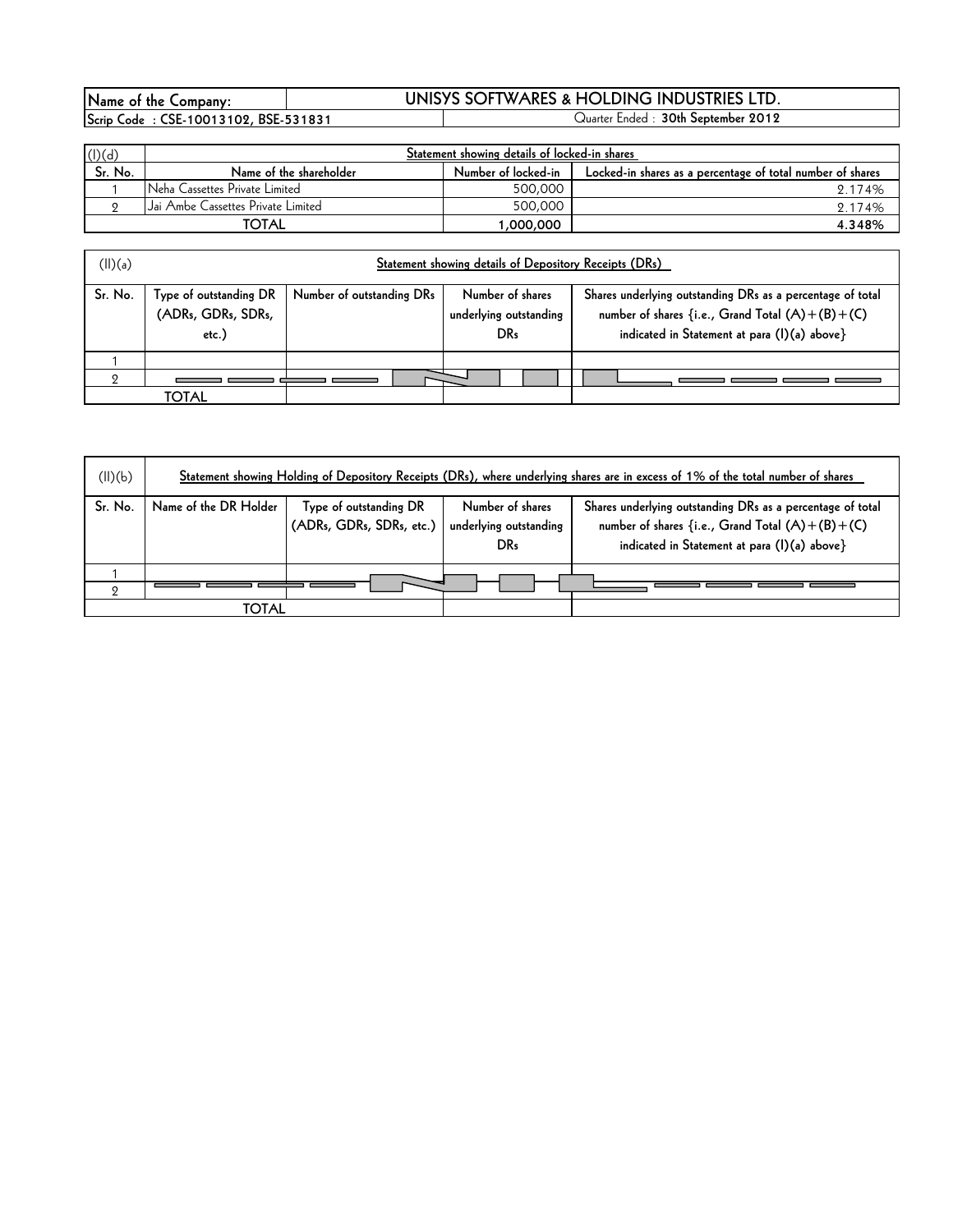| Name of the Company: | UNISYS SOFTWARES & HOLDING INDUSTRIES LTD. |
| --- | --- |
| Scrip Code : CSE-10013102, BSE-531831 | Quarter Ended : **30th September 2012** |

| (I)(d) | Statement showing details of locked-in shares | | |
| --- | --- | --- | --- |
| Sr. No. | Name of the shareholder | Number of locked-in | Locked-in shares as a percentage of total number of shares |
| 1 | Neha Cassettes Private Limited | 500,000 | 2.174% |
| 2 | Jai Ambe Cassettes Private Limited | 500,000 | 2.174% |
| | TOTAL | 1,000,000 | 4.348% |

| (II)(a) | Statement showing details of Depository Receipts (DRs) | | | |
| --- | --- | --- | --- | --- |
| Sr. No. | Type of outstanding DR (ADRs, GDRs, SDRs, etc.) | Number of outstanding DRs | Number of shares underlying outstanding DRs | Shares underlying outstanding DRs as a percentage of total number of shares {i.e., Grand Total (A)+(B)+(C) indicated in Statement at para (I)(a) above} |
| 1 | | | | |
| 2 | | | | |
| TOTAL | | | | |

| (II)(b) | Statement showing Holding of Depository Receipts (DRs), where underlying shares are in excess of 1% of the total number of shares | | | |
| --- | --- | --- | --- | --- |
| Sr. No. | Name of the DR Holder | Type of outstanding DR (ADRs, GDRs, SDRs, etc.) | Number of shares underlying outstanding DRs | Shares underlying outstanding DRs as a percentage of total number of shares {i.e., Grand Total (A)+(B)+(C) indicated in Statement at para (I)(a) above} |
| 1 | | | | |
| 2 | | | | |
| TOTAL | | | | |